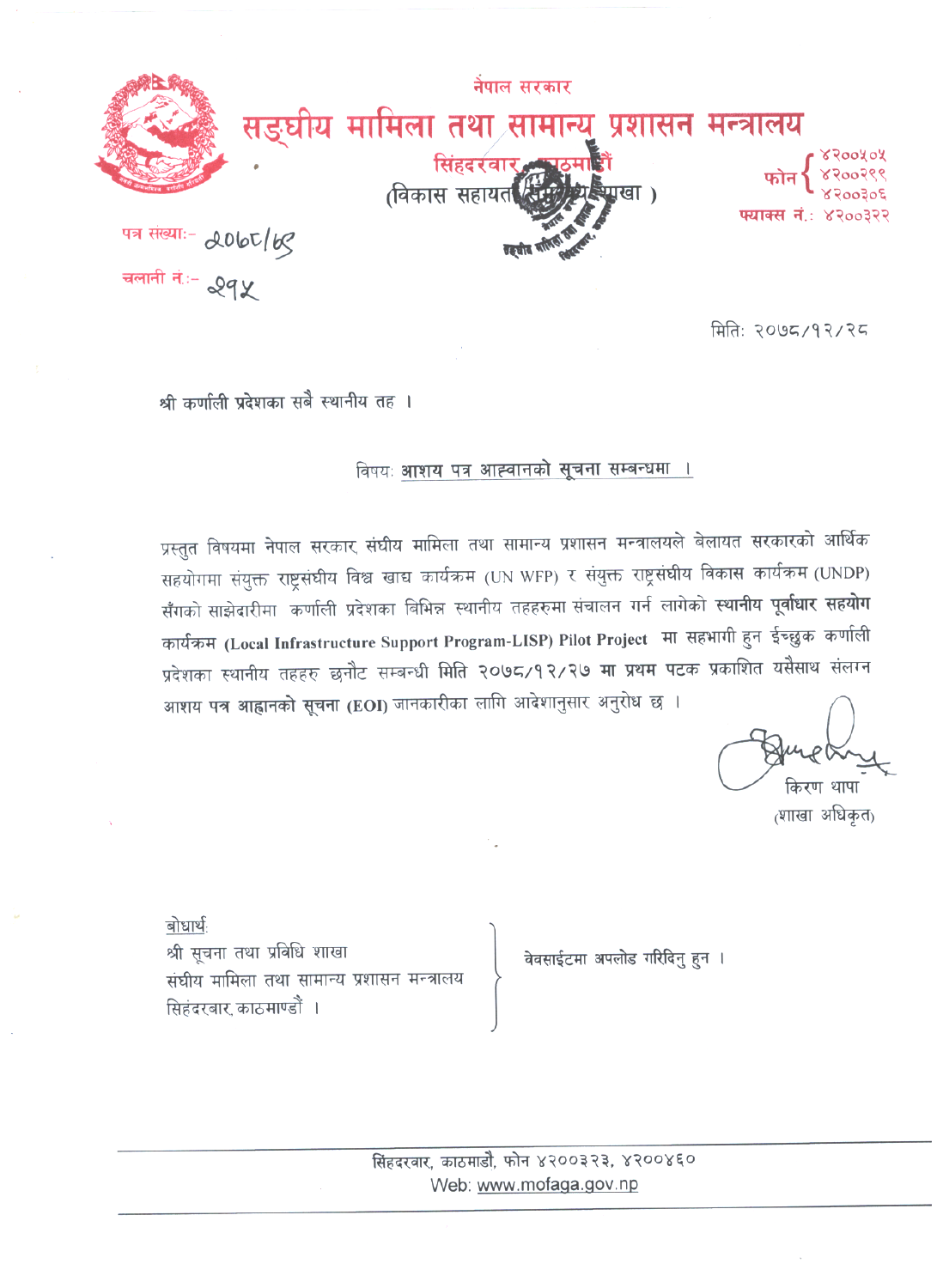नेपाल सरकार

# सङ्घीय मामिला तथा सामान्य प्रशासन मन्त्रालय

सिंहदरवार, काठमाडौं

(विकास सहायता समन्वय शाखा )

फोन ४२००५०५, ४२००२९९, ४२००३०६

फ्याक्स नं.: ४२००३२२

पत्र संख्याः- २०७८/७९

चलानी नं.:- २१५

मितिः २०७८/१२/२८

श्री कर्णाली प्रदेशका सबै स्थानीय तह ।

विषयः **आशय पत्र आह्वानको सूचना सम्बन्धमा ।**

प्रस्तुत विषयमा नेपाल सरकार संघीय मामिला तथा सामान्य प्रशासन मन्त्रालयले बेलायत सरकारको आर्थिक सहयोगमा संयुक्त राष्ट्रसंघीय विश्व खाद्य कार्यक्रम (UN WFP) र संयुक्त राष्ट्रसंघीय विकास कार्यक्रम (UNDP) सँगको साझेदारीमा कर्णाली प्रदेशका विभिन्न स्थानीय तहहरुमा संचालन गर्न लागेको **स्थानीय पूर्वाधार सहयोग कार्यक्रम (Local Infrastructure Support Program-LISP) Pilot Project** मा सहभागी हुन ईच्छुक कर्णाली प्रदेशका स्थानीय तहहरु छनौट सम्बन्धी **मिति २०७८/१२/२७ मा प्रथम पटक** प्रकाशित यसैसाथ संलग्न **आशय पत्र आह्वानको सूचना (EOI)** जानकारीका लागि आदेशानुसार अनुरोध छ ।

किरण थापा

(शाखा अधिकृत)

बोधार्थः

श्री सूचना तथा प्रविधि शाखा
संघीय मामिला तथा सामान्य प्रशासन मन्त्रालय
सिहंदरवार, काठमाण्डौं । — वेवसाईटमा अपलोड गरिदिनु हुन ।

सिंहदरवार, काठमाडौं, फोन ४२००३२३, ४२००४६०
Web: www.mofaga.gov.np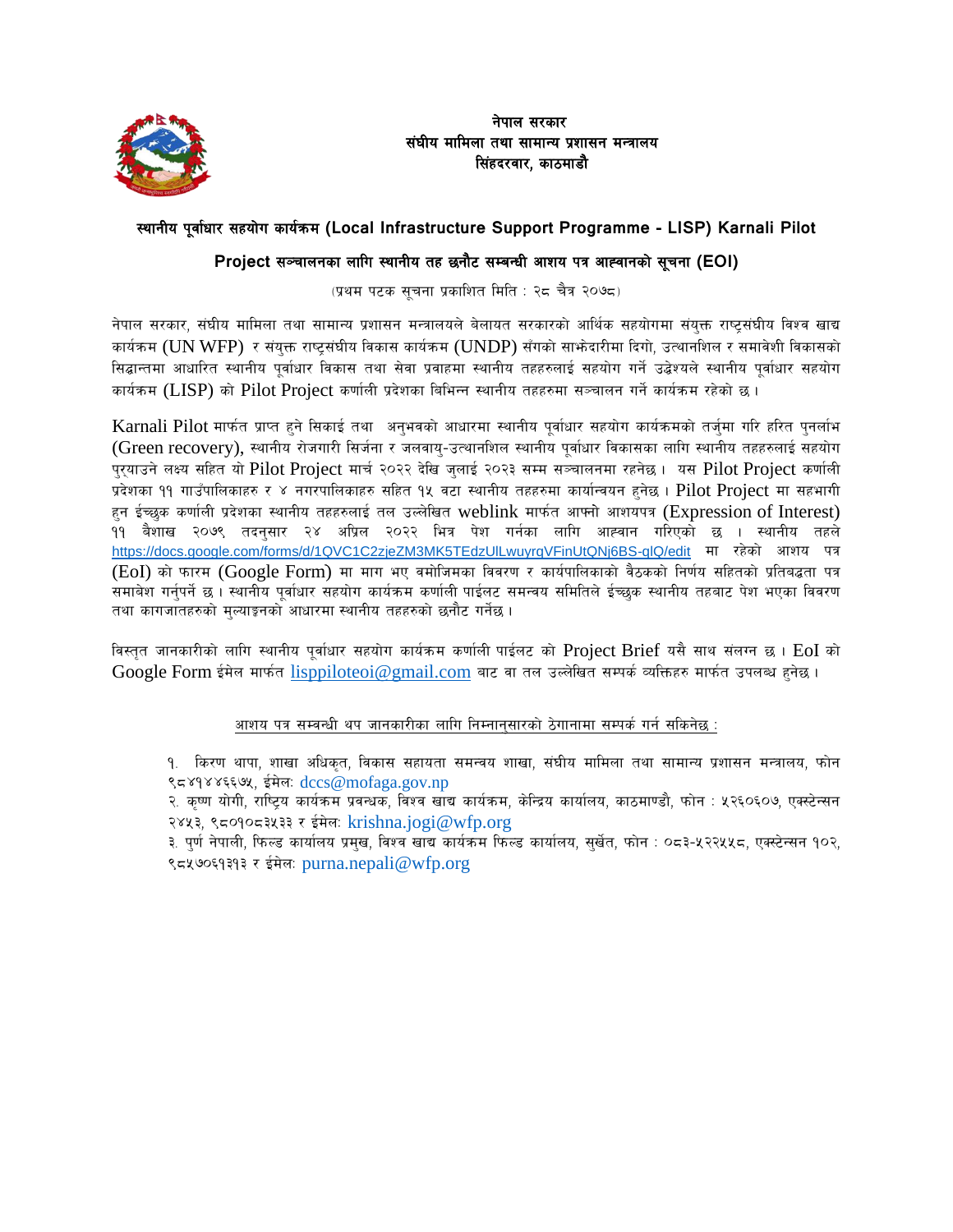**नेपाल सरकार**
**संघीय मामिला तथा सामान्य प्रशासन मन्त्रालय**
**सिंहदरवार, काठमाडौं**

## स्थानीय पूर्वाधार सहयोग कार्यक्रम (Local Infrastructure Support Programme - LISP) Karnali Pilot Project सञ्चालनका लागि स्थानीय तह छनौट सम्बन्धी आशय पत्र आह्वानको सूचना (EOI)

(प्रथम पटक सूचना प्रकाशित मिति : २८ चैत्र २०७८)

नेपाल सरकार, संघीय मामिला तथा सामान्य प्रशासन मन्त्रालयले बेलायत सरकारको आर्थिक सहयोगमा संयुक्त राष्ट्रसंघीय विश्व खाद्य कार्यक्रम (UN WFP) र संयुक्त राष्ट्रसंघीय विकास कार्यक्रम (UNDP) सँगको साझेदारीमा दिगो, उत्थानशिल र समावेशी विकासको सिद्धान्तमा आधारित स्थानीय पूर्वाधार विकास तथा सेवा प्रवाहमा स्थानीय तहहरुलाई सहयोग गर्ने उद्धेश्यले स्थानीय पूर्वाधार सहयोग कार्यक्रम (LISP) को Pilot Project कर्णाली प्रदेशका बिभिन्न स्थानीय तहहरुमा सञ्चालन गर्ने कार्यक्रम रहेको छ ।

Karnali Pilot मार्फत प्राप्त हुने सिकाई तथा अनुभवको आधारमा स्थानीय पूर्वाधार सहयोग कार्यक्रमको तर्जुमा गरि हरित पुनर्लाभ (Green recovery), स्थानीय रोजगारी सिर्जना र जलवायु-उत्थानशिल स्थानीय पूर्वाधार विकासका लागि स्थानीय तहहरुलाई सहयोग पुर्‍याउने लक्ष्य सहित यो Pilot Project मार्च २०२२ देखि जुलाई २०२३ सम्म सञ्चालनमा रहनेछ । यस Pilot Project कर्णाली प्रदेशका ११ गाउँपालिकाहरु र ४ नगरपालिकाहरु सहित १५ वटा स्थानीय तहहरुमा कार्यान्वयन हुनेछ । Pilot Project मा सहभागी हुन ईच्छुक कर्णाली प्रदेशका स्थानीय तहहरुलाई तल उल्लेखित weblink मार्फत आफ्नो आशयपत्र (Expression of Interest) ११ बैशाख २०७९ तदनुसार २४ अप्रिल २०२२ भित्र पेश गर्नका लागि आह्वान गरिएको छ । स्थानीय तहले https://docs.google.com/forms/d/1QVC1C2zjeZM3MK5TEdzUlLwuyrqVFinUtQNj6BS-qlQ/edit मा रहेको आशय पत्र (EoI) को फारम (Google Form) मा माग भए वमोजिमका विवरण र कार्यपालिकाको वैठकको निर्णय सहितको प्रतिवद्धता पत्र समावेश गर्नुपर्ने छ । स्थानीय पूर्वाधार सहयोग कार्यक्रम कर्णाली पाईलट समन्वय समितिले ईच्छुक स्थानीय तहबाट पेश भएका विवरण तथा कागजातहरुको मुल्याङ्कनको आधारमा स्थानीय तहहरुको छनौट गर्नेछ ।

विस्तृत जानकारीको लागि स्थानीय पूर्वाधार सहयोग कार्यक्रम कर्णाली पाईलट को Project Brief यसै साथ संलग्न छ । EoI को Google Form ईमेल मार्फत lisppiloteoi@gmail.com बाट वा तल उल्लेखित सम्पर्क व्यक्तिहरु मार्फत उपलब्ध हुनेछ ।

आशय पत्र सम्बन्धी थप जानकारीका लागि निम्नानुसारको ठेगानामा सम्पर्क गर्न सकिनेछ :

१. किरण थापा, शाखा अधिकृत, विकास सहायता समन्वय शाखा, संघीय मामिला तथा सामान्य प्रशासन मन्त्रालय, फोन ९८४१४४६६७५, ईमेलः dccs@mofaga.gov.np
२. कृष्ण योगी, राष्ट्रिय कार्यक्रम प्रवन्धक, विश्व खाद्य कार्यक्रम, केन्द्रिय कार्यालय, काठमाण्डौ, फोन : ५२६०६०७, एक्स्टेन्सन २४५३, ९८०१०८३५३३ र ईमेलः krishna.jogi@wfp.org
३. पुर्ण नेपाली, फिल्ड कार्यालय प्रमुख, विश्व खाद्य कार्यक्रम फिल्ड कार्यालय, सुर्खेत, फोन : ०८३-५२२५५८, एक्स्टेन्सन १०२, ९८५७०६१३१३ र ईमेलः purna.nepali@wfp.org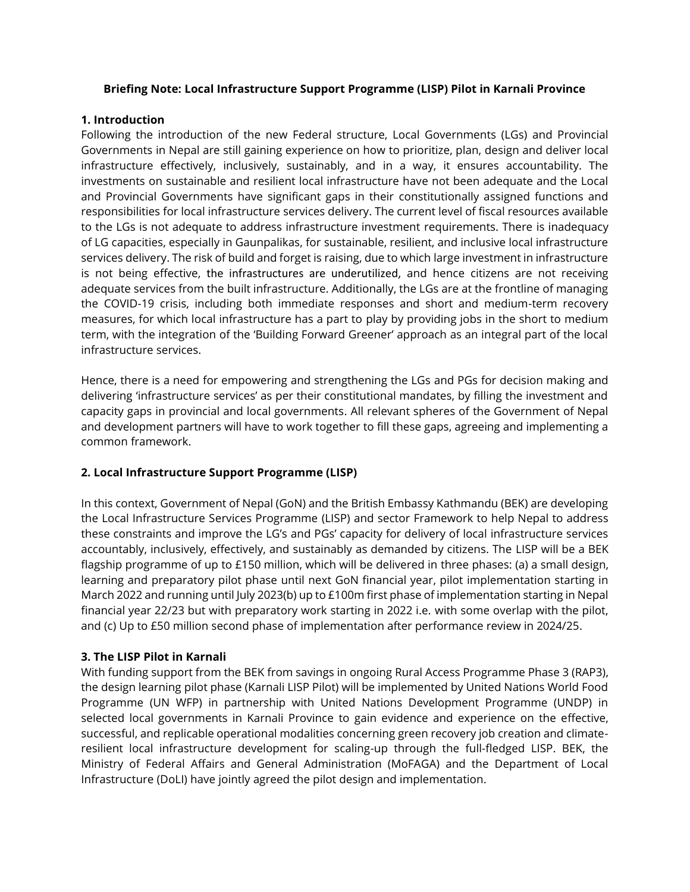**Briefing Note: Local Infrastructure Support Programme (LISP) Pilot in Karnali Province**

**1. Introduction**

Following the introduction of the new Federal structure, Local Governments (LGs) and Provincial Governments in Nepal are still gaining experience on how to prioritize, plan, design and deliver local infrastructure effectively, inclusively, sustainably, and in a way, it ensures accountability. The investments on sustainable and resilient local infrastructure have not been adequate and the Local and Provincial Governments have significant gaps in their constitutionally assigned functions and responsibilities for local infrastructure services delivery. The current level of fiscal resources available to the LGs is not adequate to address infrastructure investment requirements. There is inadequacy of LG capacities, especially in Gaunpalikas, for sustainable, resilient, and inclusive local infrastructure services delivery. The risk of build and forget is raising, due to which large investment in infrastructure is not being effective, the infrastructures are underutilized, and hence citizens are not receiving adequate services from the built infrastructure. Additionally, the LGs are at the frontline of managing the COVID-19 crisis, including both immediate responses and short and medium-term recovery measures, for which local infrastructure has a part to play by providing jobs in the short to medium term, with the integration of the 'Building Forward Greener' approach as an integral part of the local infrastructure services.

Hence, there is a need for empowering and strengthening the LGs and PGs for decision making and delivering 'infrastructure services' as per their constitutional mandates, by filling the investment and capacity gaps in provincial and local governments. All relevant spheres of the Government of Nepal and development partners will have to work together to fill these gaps, agreeing and implementing a common framework.

**2. Local Infrastructure Support Programme (LISP)**

In this context, Government of Nepal (GoN) and the British Embassy Kathmandu (BEK) are developing the Local Infrastructure Services Programme (LISP) and sector Framework to help Nepal to address these constraints and improve the LG's and PGs' capacity for delivery of local infrastructure services accountably, inclusively, effectively, and sustainably as demanded by citizens. The LISP will be a BEK flagship programme of up to £150 million, which will be delivered in three phases: (a) a small design, learning and preparatory pilot phase until next GoN financial year, pilot implementation starting in March 2022 and running until July 2023(b) up to £100m first phase of implementation starting in Nepal financial year 22/23 but with preparatory work starting in 2022 i.e. with some overlap with the pilot, and (c) Up to £50 million second phase of implementation after performance review in 2024/25.

**3. The LISP Pilot in Karnali**

With funding support from the BEK from savings in ongoing Rural Access Programme Phase 3 (RAP3), the design learning pilot phase (Karnali LISP Pilot) will be implemented by United Nations World Food Programme (UN WFP) in partnership with United Nations Development Programme (UNDP) in selected local governments in Karnali Province to gain evidence and experience on the effective, successful, and replicable operational modalities concerning green recovery job creation and climate-resilient local infrastructure development for scaling-up through the full-fledged LISP. BEK, the Ministry of Federal Affairs and General Administration (MoFAGA) and the Department of Local Infrastructure (DoLI) have jointly agreed the pilot design and implementation.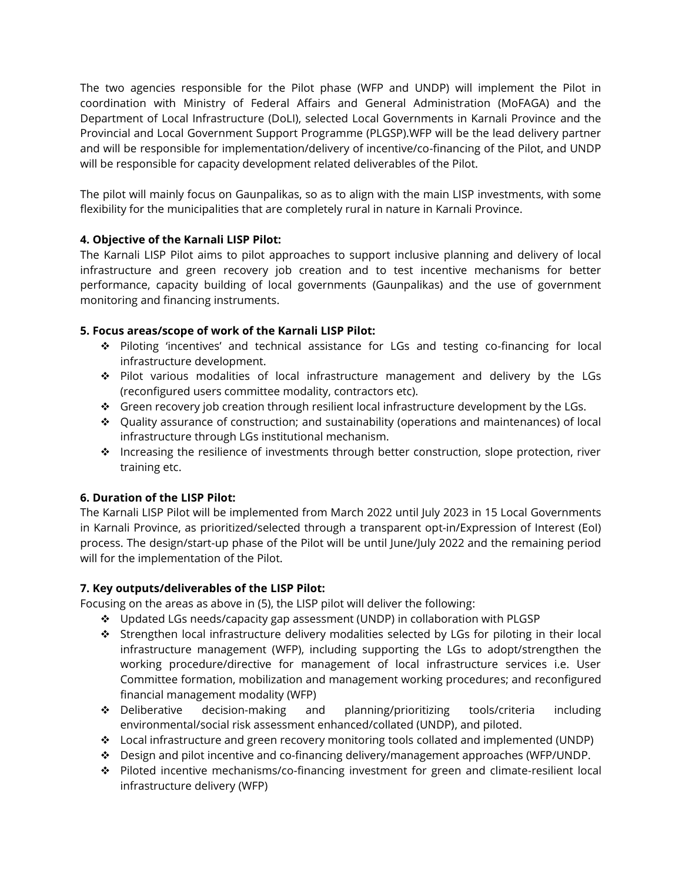The two agencies responsible for the Pilot phase (WFP and UNDP) will implement the Pilot in coordination with Ministry of Federal Affairs and General Administration (MoFAGA) and the Department of Local Infrastructure (DoLI), selected Local Governments in Karnali Province and the Provincial and Local Government Support Programme (PLGSP).WFP will be the lead delivery partner and will be responsible for implementation/delivery of incentive/co-financing of the Pilot, and UNDP will be responsible for capacity development related deliverables of the Pilot.

The pilot will mainly focus on Gaunpalikas, so as to align with the main LISP investments, with some flexibility for the municipalities that are completely rural in nature in Karnali Province.

**4. Objective of the Karnali LISP Pilot:**

The Karnali LISP Pilot aims to pilot approaches to support inclusive planning and delivery of local infrastructure and green recovery job creation and to test incentive mechanisms for better performance, capacity building of local governments (Gaunpalikas) and the use of government monitoring and financing instruments.

**5. Focus areas/scope of work of the Karnali LISP Pilot:**

- Piloting 'incentives' and technical assistance for LGs and testing co-financing for local infrastructure development.
- Pilot various modalities of local infrastructure management and delivery by the LGs (reconfigured users committee modality, contractors etc).
- Green recovery job creation through resilient local infrastructure development by the LGs.
- Quality assurance of construction; and sustainability (operations and maintenances) of local infrastructure through LGs institutional mechanism.
- Increasing the resilience of investments through better construction, slope protection, river training etc.

**6. Duration of the LISP Pilot:**

The Karnali LISP Pilot will be implemented from March 2022 until July 2023 in 15 Local Governments in Karnali Province, as prioritized/selected through a transparent opt-in/Expression of Interest (EoI) process. The design/start-up phase of the Pilot will be until June/July 2022 and the remaining period will for the implementation of the Pilot.

**7. Key outputs/deliverables of the LISP Pilot:**

Focusing on the areas as above in (5), the LISP pilot will deliver the following:

- Updated LGs needs/capacity gap assessment (UNDP) in collaboration with PLGSP
- Strengthen local infrastructure delivery modalities selected by LGs for piloting in their local infrastructure management (WFP), including supporting the LGs to adopt/strengthen the working procedure/directive for management of local infrastructure services i.e. User Committee formation, mobilization and management working procedures; and reconfigured financial management modality (WFP)
- Deliberative decision-making and planning/prioritizing tools/criteria including environmental/social risk assessment enhanced/collated (UNDP), and piloted.
- Local infrastructure and green recovery monitoring tools collated and implemented (UNDP)
- Design and pilot incentive and co-financing delivery/management approaches (WFP/UNDP.
- Piloted incentive mechanisms/co-financing investment for green and climate-resilient local infrastructure delivery (WFP)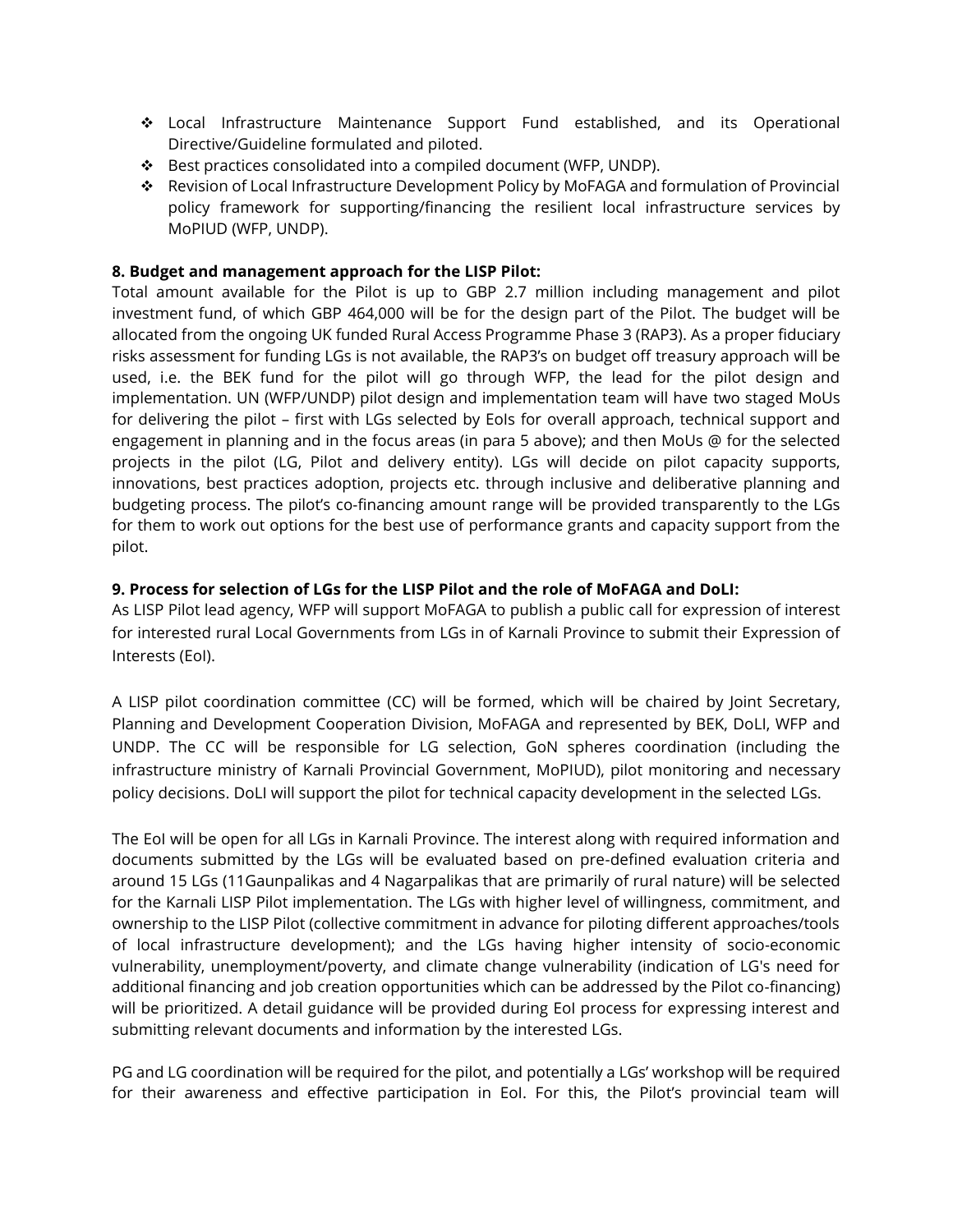- Local Infrastructure Maintenance Support Fund established, and its Operational Directive/Guideline formulated and piloted.
- Best practices consolidated into a compiled document (WFP, UNDP).
- Revision of Local Infrastructure Development Policy by MoFAGA and formulation of Provincial policy framework for supporting/financing the resilient local infrastructure services by MoPIUD (WFP, UNDP).

**8. Budget and management approach for the LISP Pilot:**

Total amount available for the Pilot is up to GBP 2.7 million including management and pilot investment fund, of which GBP 464,000 will be for the design part of the Pilot. The budget will be allocated from the ongoing UK funded Rural Access Programme Phase 3 (RAP3). As a proper fiduciary risks assessment for funding LGs is not available, the RAP3's on budget off treasury approach will be used, i.e. the BEK fund for the pilot will go through WFP, the lead for the pilot design and implementation. UN (WFP/UNDP) pilot design and implementation team will have two staged MoUs for delivering the pilot – first with LGs selected by EoIs for overall approach, technical support and engagement in planning and in the focus areas (in para 5 above); and then MoUs @ for the selected projects in the pilot (LG, Pilot and delivery entity). LGs will decide on pilot capacity supports, innovations, best practices adoption, projects etc. through inclusive and deliberative planning and budgeting process. The pilot's co-financing amount range will be provided transparently to the LGs for them to work out options for the best use of performance grants and capacity support from the pilot.

**9. Process for selection of LGs for the LISP Pilot and the role of MoFAGA and DoLI:**

As LISP Pilot lead agency, WFP will support MoFAGA to publish a public call for expression of interest for interested rural Local Governments from LGs in of Karnali Province to submit their Expression of Interests (EoI).

A LISP pilot coordination committee (CC) will be formed, which will be chaired by Joint Secretary, Planning and Development Cooperation Division, MoFAGA and represented by BEK, DoLI, WFP and UNDP. The CC will be responsible for LG selection, GoN spheres coordination (including the infrastructure ministry of Karnali Provincial Government, MoPIUD), pilot monitoring and necessary policy decisions. DoLI will support the pilot for technical capacity development in the selected LGs.

The EoI will be open for all LGs in Karnali Province. The interest along with required information and documents submitted by the LGs will be evaluated based on pre-defined evaluation criteria and around 15 LGs (11Gaunpalikas and 4 Nagarpalikas that are primarily of rural nature) will be selected for the Karnali LISP Pilot implementation. The LGs with higher level of willingness, commitment, and ownership to the LISP Pilot (collective commitment in advance for piloting different approaches/tools of local infrastructure development); and the LGs having higher intensity of socio-economic vulnerability, unemployment/poverty, and climate change vulnerability (indication of LG's need for additional financing and job creation opportunities which can be addressed by the Pilot co-financing) will be prioritized. A detail guidance will be provided during EoI process for expressing interest and submitting relevant documents and information by the interested LGs.

PG and LG coordination will be required for the pilot, and potentially a LGs' workshop will be required for their awareness and effective participation in EoI. For this, the Pilot's provincial team will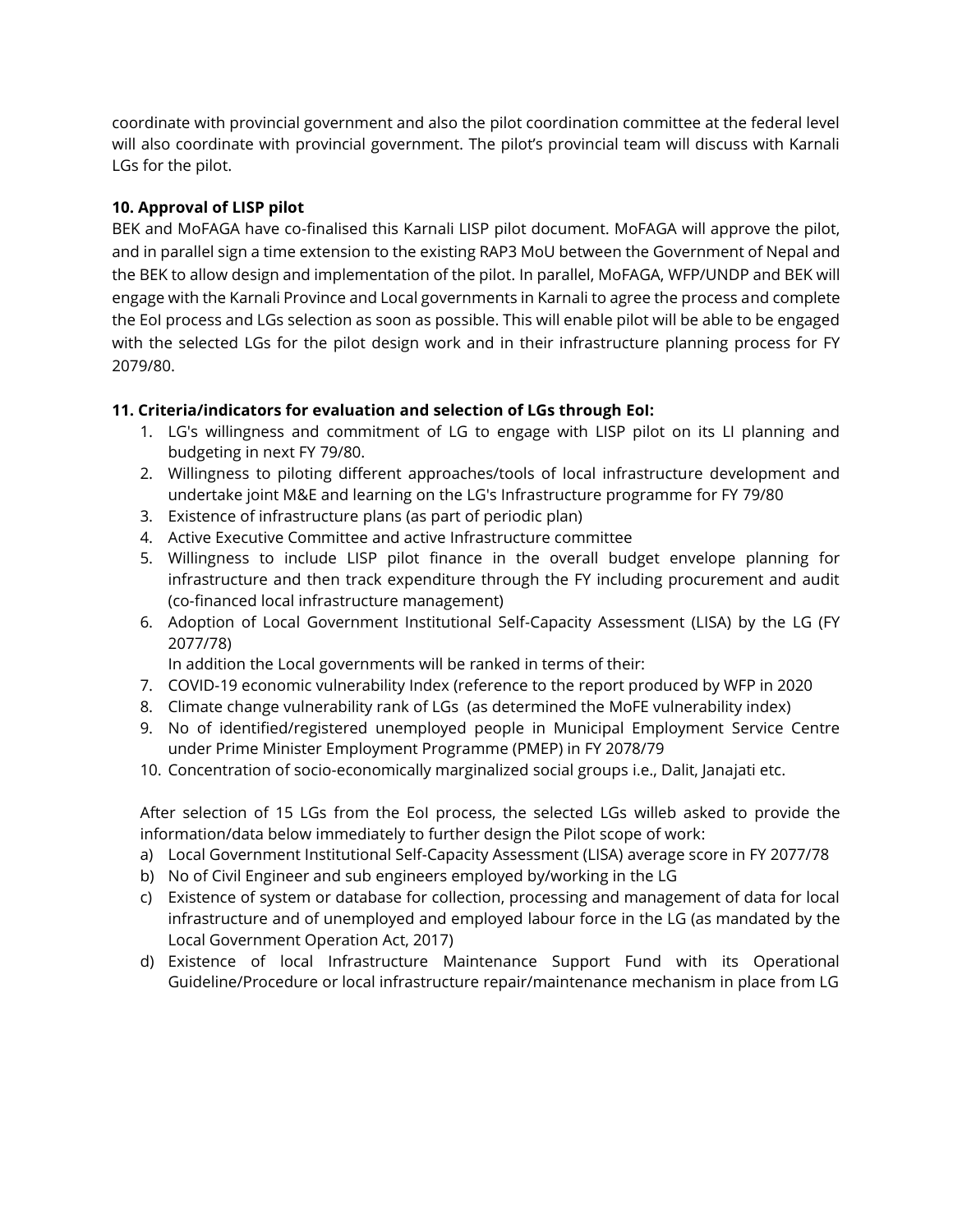coordinate with provincial government and also the pilot coordination committee at the federal level will also coordinate with provincial government. The pilot's provincial team will discuss with Karnali LGs for the pilot.

**10. Approval of LISP pilot**

BEK and MoFAGA have co-finalised this Karnali LISP pilot document. MoFAGA will approve the pilot, and in parallel sign a time extension to the existing RAP3 MoU between the Government of Nepal and the BEK to allow design and implementation of the pilot. In parallel, MoFAGA, WFP/UNDP and BEK will engage with the Karnali Province and Local governments in Karnali to agree the process and complete the EoI process and LGs selection as soon as possible. This will enable pilot will be able to be engaged with the selected LGs for the pilot design work and in their infrastructure planning process for FY 2079/80.

**11. Criteria/indicators for evaluation and selection of LGs through EoI:**

1. LG's willingness and commitment of LG to engage with LISP pilot on its LI planning and budgeting in next FY 79/80.
2. Willingness to piloting different approaches/tools of local infrastructure development and undertake joint M&E and learning on the LG's Infrastructure programme for FY 79/80
3. Existence of infrastructure plans (as part of periodic plan)
4. Active Executive Committee and active Infrastructure committee
5. Willingness to include LISP pilot finance in the overall budget envelope planning for infrastructure and then track expenditure through the FY including procurement and audit (co-financed local infrastructure management)
6. Adoption of Local Government Institutional Self-Capacity Assessment (LISA) by the LG (FY 2077/78)

   In addition the Local governments will be ranked in terms of their:
7. COVID-19 economic vulnerability Index (reference to the report produced by WFP in 2020
8. Climate change vulnerability rank of LGs (as determined the MoFE vulnerability index)
9. No of identified/registered unemployed people in Municipal Employment Service Centre under Prime Minister Employment Programme (PMEP) in FY 2078/79
10. Concentration of socio-economically marginalized social groups i.e., Dalit, Janajati etc.

After selection of 15 LGs from the EoI process, the selected LGs willeb asked to provide the information/data below immediately to further design the Pilot scope of work:

a) Local Government Institutional Self-Capacity Assessment (LISA) average score in FY 2077/78
b) No of Civil Engineer and sub engineers employed by/working in the LG
c) Existence of system or database for collection, processing and management of data for local infrastructure and of unemployed and employed labour force in the LG (as mandated by the Local Government Operation Act, 2017)
d) Existence of local Infrastructure Maintenance Support Fund with its Operational Guideline/Procedure or local infrastructure repair/maintenance mechanism in place from LG